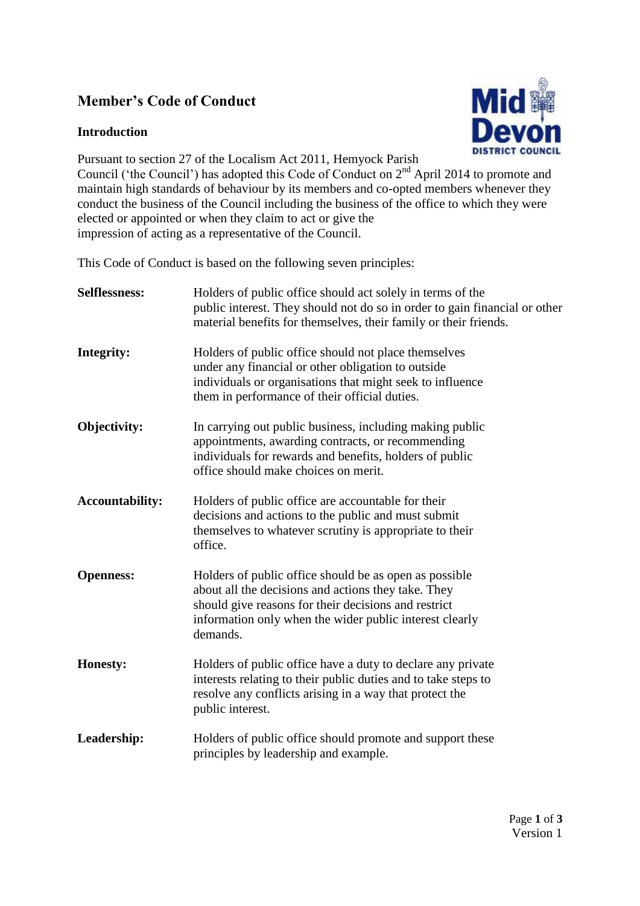# Member's Code of Conduct

## Introduction

Pursuant to section 27 of the Localism Act 2011, Hemyock Parish Council ('the Council') has adopted this Code of Conduct on 2nd April 2014 to promote and maintain high standards of behaviour by its members and co-opted members whenever they conduct the business of the Council including the business of the office to which they were elected or appointed or when they claim to act or give the impression of acting as a representative of the Council.

This Code of Conduct is based on the following seven principles:

**Selflessness:** Holders of public office should act solely in terms of the public interest. They should not do so in order to gain financial or other material benefits for themselves, their family or their friends.

**Integrity:** Holders of public office should not place themselves under any financial or other obligation to outside individuals or organisations that might seek to influence them in performance of their official duties.

**Objectivity:** In carrying out public business, including making public appointments, awarding contracts, or recommending individuals for rewards and benefits, holders of public office should make choices on merit.

**Accountability:** Holders of public office are accountable for their decisions and actions to the public and must submit themselves to whatever scrutiny is appropriate to their office.

**Openness:** Holders of public office should be as open as possible about all the decisions and actions they take. They should give reasons for their decisions and restrict information only when the wider public interest clearly demands.

**Honesty:** Holders of public office have a duty to declare any private interests relating to their public duties and to take steps to resolve any conflicts arising in a way that protect the public interest.

**Leadership:** Holders of public office should promote and support these principles by leadership and example.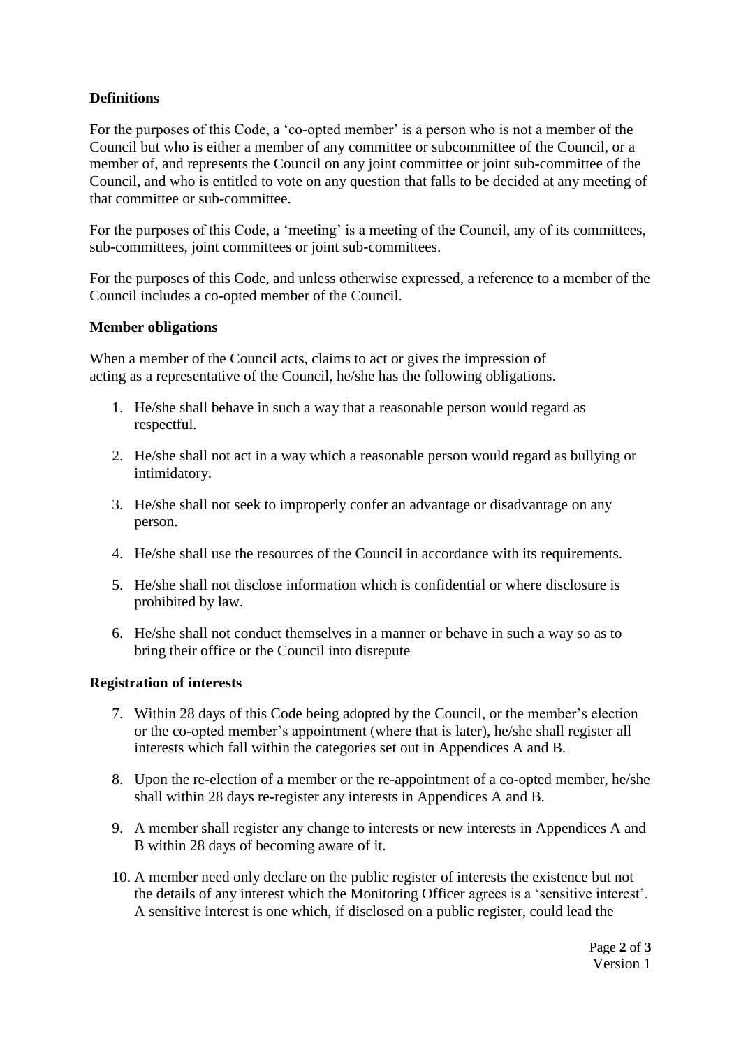**Definitions**

For the purposes of this Code, a 'co-opted member' is a person who is not a member of the Council but who is either a member of any committee or subcommittee of the Council, or a member of, and represents the Council on any joint committee or joint sub-committee of the Council, and who is entitled to vote on any question that falls to be decided at any meeting of that committee or sub-committee.

For the purposes of this Code, a 'meeting' is a meeting of the Council, any of its committees, sub-committees, joint committees or joint sub-committees.

For the purposes of this Code, and unless otherwise expressed, a reference to a member of the Council includes a co-opted member of the Council.

**Member obligations**

When a member of the Council acts, claims to act or gives the impression of acting as a representative of the Council, he/she has the following obligations.

1. He/she shall behave in such a way that a reasonable person would regard as respectful.
2. He/she shall not act in a way which a reasonable person would regard as bullying or intimidatory.
3. He/she shall not seek to improperly confer an advantage or disadvantage on any person.
4. He/she shall use the resources of the Council in accordance with its requirements.
5. He/she shall not disclose information which is confidential or where disclosure is prohibited by law.
6. He/she shall not conduct themselves in a manner or behave in such a way so as to bring their office or the Council into disrepute

**Registration of interests**

7. Within 28 days of this Code being adopted by the Council, or the member's election or the co-opted member's appointment (where that is later), he/she shall register all interests which fall within the categories set out in Appendices A and B.
8. Upon the re-election of a member or the re-appointment of a co-opted member, he/she shall within 28 days re-register any interests in Appendices A and B.
9. A member shall register any change to interests or new interests in Appendices A and B within 28 days of becoming aware of it.
10. A member need only declare on the public register of interests the existence but not the details of any interest which the Monitoring Officer agrees is a 'sensitive interest'. A sensitive interest is one which, if disclosed on a public register, could lead the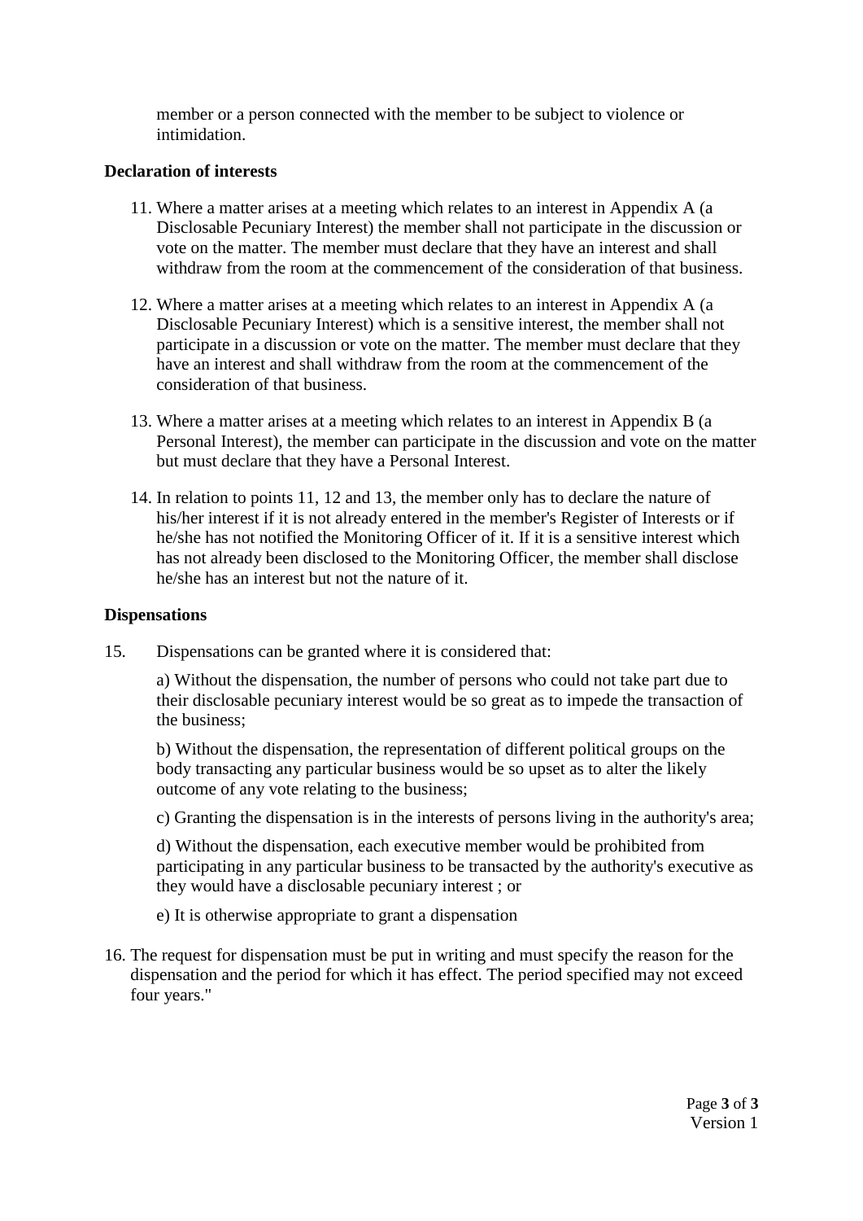member or a person connected with the member to be subject to violence or intimidation.

**Declaration of interests**

11. Where a matter arises at a meeting which relates to an interest in Appendix A (a Disclosable Pecuniary Interest) the member shall not participate in the discussion or vote on the matter. The member must declare that they have an interest and shall withdraw from the room at the commencement of the consideration of that business.

12. Where a matter arises at a meeting which relates to an interest in Appendix A (a Disclosable Pecuniary Interest) which is a sensitive interest, the member shall not participate in a discussion or vote on the matter. The member must declare that they have an interest and shall withdraw from the room at the commencement of the consideration of that business.

13. Where a matter arises at a meeting which relates to an interest in Appendix B (a Personal Interest), the member can participate in the discussion and vote on the matter but must declare that they have a Personal Interest.

14. In relation to points 11, 12 and 13, the member only has to declare the nature of his/her interest if it is not already entered in the member's Register of Interests or if he/she has not notified the Monitoring Officer of it. If it is a sensitive interest which has not already been disclosed to the Monitoring Officer, the member shall disclose he/she has an interest but not the nature of it.

**Dispensations**

15. Dispensations can be granted where it is considered that:

    a) Without the dispensation, the number of persons who could not take part due to their disclosable pecuniary interest would be so great as to impede the transaction of the business;

    b) Without the dispensation, the representation of different political groups on the body transacting any particular business would be so upset as to alter the likely outcome of any vote relating to the business;

    c) Granting the dispensation is in the interests of persons living in the authority's area;

    d) Without the dispensation, each executive member would be prohibited from participating in any particular business to be transacted by the authority's executive as they would have a disclosable pecuniary interest ; or

    e) It is otherwise appropriate to grant a dispensation

16. The request for dispensation must be put in writing and must specify the reason for the dispensation and the period for which it has effect. The period specified may not exceed four years."

Version 1